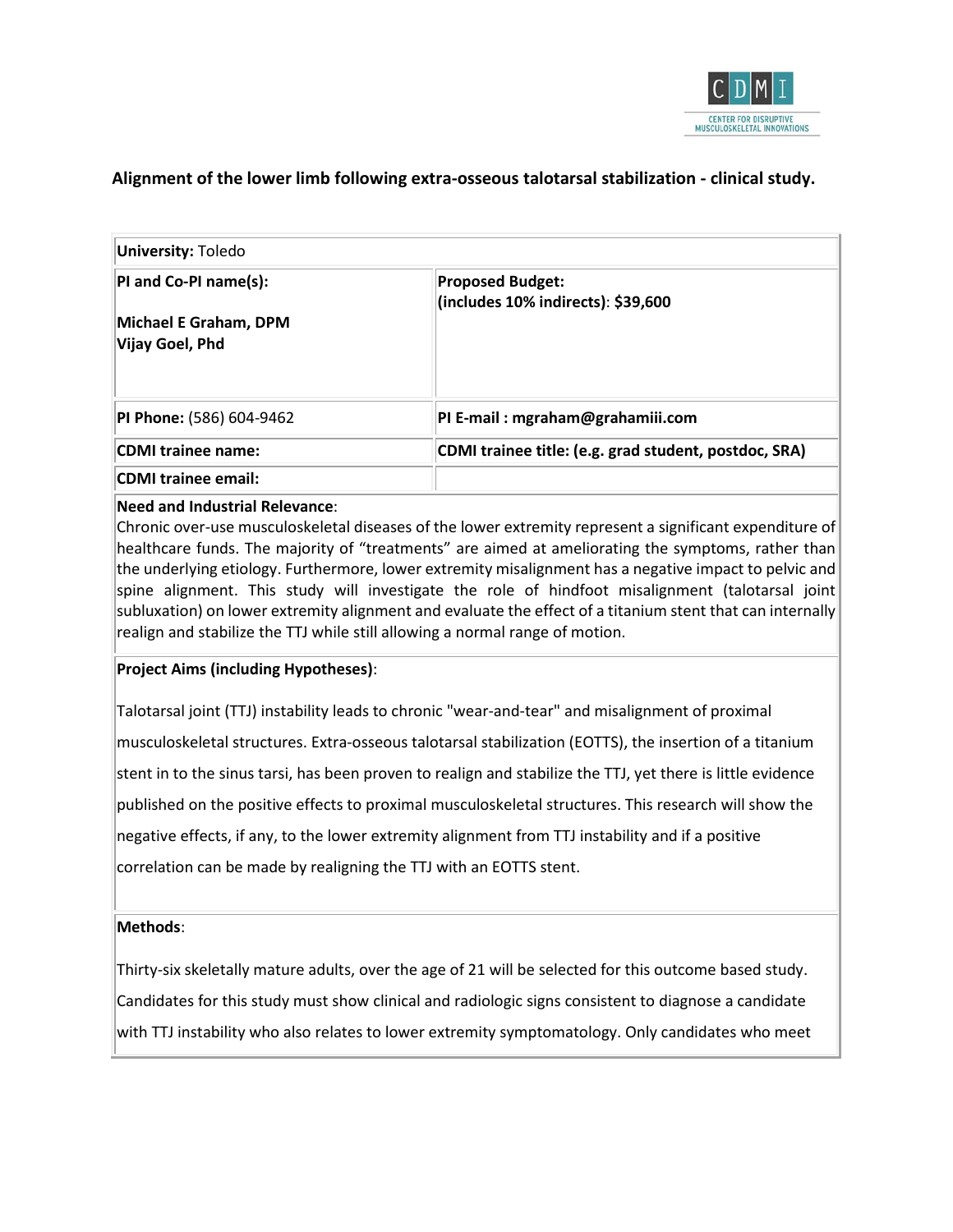## Alignment of the lower limb following extra-osseous talotarsal stabilization - clinical study.

| **University:** Toledo | |
|---|---|
| **PI and Co-PI name(s):**<br><br>**Michael E Graham, DPM**<br>**Vijay Goel, Phd** | **Proposed Budget:**<br>**(includes 10% indirects)**: **$39,600** |
| **PI Phone:** (586) 604-9462 | **PI E-mail : mgraham@grahamiii.com** |
| **CDMI trainee name:** | **CDMI trainee title: (e.g. grad student, postdoc, SRA)** |
| **CDMI trainee email:** | |

**Need and Industrial Relevance**:

Chronic over-use musculoskeletal diseases of the lower extremity represent a significant expenditure of healthcare funds. The majority of "treatments" are aimed at ameliorating the symptoms, rather than the underlying etiology. Furthermore, lower extremity misalignment has a negative impact to pelvic and spine alignment. This study will investigate the role of hindfoot misalignment (talotarsal joint subluxation) on lower extremity alignment and evaluate the effect of a titanium stent that can internally realign and stabilize the TTJ while still allowing a normal range of motion.

**Project Aims (including Hypotheses)**:

Talotarsal joint (TTJ) instability leads to chronic "wear-and-tear" and misalignment of proximal musculoskeletal structures. Extra-osseous talotarsal stabilization (EOTTS), the insertion of a titanium stent in to the sinus tarsi, has been proven to realign and stabilize the TTJ, yet there is little evidence published on the positive effects to proximal musculoskeletal structures. This research will show the negative effects, if any, to the lower extremity alignment from TTJ instability and if a positive correlation can be made by realigning the TTJ with an EOTTS stent.

**Methods**:

Thirty-six skeletally mature adults, over the age of 21 will be selected for this outcome based study. Candidates for this study must show clinical and radiologic signs consistent to diagnose a candidate with TTJ instability who also relates to lower extremity symptomatology. Only candidates who meet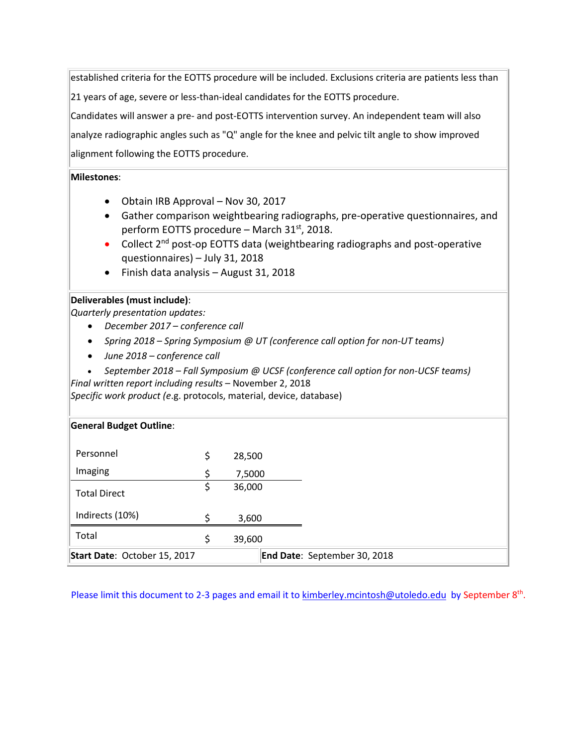established criteria for the EOTTS procedure will be included. Exclusions criteria are patients less than 21 years of age, severe or less-than-ideal candidates for the EOTTS procedure.

Candidates will answer a pre- and post-EOTTS intervention survey. An independent team will also analyze radiographic angles such as "Q" angle for the knee and pelvic tilt angle to show improved alignment following the EOTTS procedure.

**Milestones**:

- Obtain IRB Approval – Nov 30, 2017
- Gather comparison weightbearing radiographs, pre-operative questionnaires, and perform EOTTS procedure – March 31st, 2018.
- Collect 2nd post-op EOTTS data (weightbearing radiographs and post-operative questionnaires) – July 31, 2018
- Finish data analysis – August 31, 2018

**Deliverables (must include)**:

*Quarterly presentation updates:*

- *December 2017 – conference call*
- *Spring 2018 – Spring Symposium @ UT (conference call option for non-UT teams)*
- *June 2018 – conference call*
- *September 2018 – Fall Symposium @ UCSF (conference call option for non-UCSF teams)*

*Final written report including results* – November 2, 2018

*Specific work product (e*.g. protocols, material, device, database)

**General Budget Outline**:

| | | |
|---|---|---|
| Personnel | $ | 28,500 |
| Imaging | $ | 7,5000 |
| Total Direct | $ | 36,000 |
| Indirects (10%) | $ | 3,600 |
| Total | $ | 39,600 |

**Start Date**: October 15, 2017 **End Date**: September 30, 2018

Please limit this document to 2-3 pages and email it to kimberley.mcintosh@utoledo.edu by September 8th.